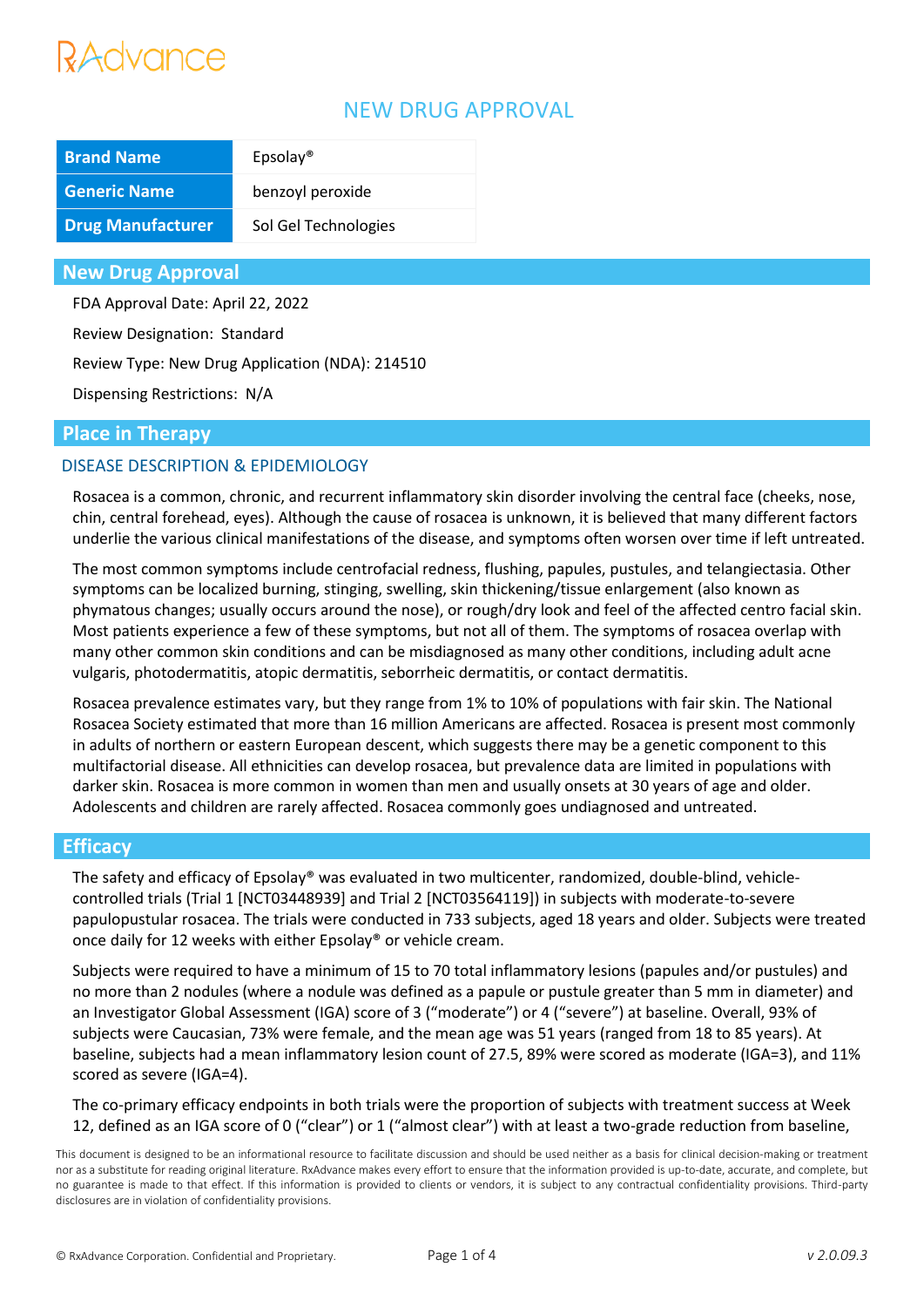RxAdvance

# NEW DRUG APPROVAL

| Brand Name | Epsolay® |
|---|---|
| Generic Name | benzoyl peroxide |
| Drug Manufacturer | Sol Gel Technologies |

## New Drug Approval

FDA Approval Date: April 22, 2022

Review Designation: Standard

Review Type: New Drug Application (NDA): 214510

Dispensing Restrictions: N/A

## Place in Therapy

### DISEASE DESCRIPTION & EPIDEMIOLOGY

Rosacea is a common, chronic, and recurrent inflammatory skin disorder involving the central face (cheeks, nose, chin, central forehead, eyes). Although the cause of rosacea is unknown, it is believed that many different factors underlie the various clinical manifestations of the disease, and symptoms often worsen over time if left untreated.

The most common symptoms include centrofacial redness, flushing, papules, pustules, and telangiectasia. Other symptoms can be localized burning, stinging, swelling, skin thickening/tissue enlargement (also known as phymatous changes; usually occurs around the nose), or rough/dry look and feel of the affected centro facial skin. Most patients experience a few of these symptoms, but not all of them. The symptoms of rosacea overlap with many other common skin conditions and can be misdiagnosed as many other conditions, including adult acne vulgaris, photodermatitis, atopic dermatitis, seborrheic dermatitis, or contact dermatitis.

Rosacea prevalence estimates vary, but they range from 1% to 10% of populations with fair skin. The National Rosacea Society estimated that more than 16 million Americans are affected. Rosacea is present most commonly in adults of northern or eastern European descent, which suggests there may be a genetic component to this multifactorial disease. All ethnicities can develop rosacea, but prevalence data are limited in populations with darker skin. Rosacea is more common in women than men and usually onsets at 30 years of age and older. Adolescents and children are rarely affected. Rosacea commonly goes undiagnosed and untreated.

## Efficacy

The safety and efficacy of Epsolay® was evaluated in two multicenter, randomized, double-blind, vehicle-controlled trials (Trial 1 [NCT03448939] and Trial 2 [NCT03564119]) in subjects with moderate-to-severe papulopustular rosacea. The trials were conducted in 733 subjects, aged 18 years and older. Subjects were treated once daily for 12 weeks with either Epsolay® or vehicle cream.

Subjects were required to have a minimum of 15 to 70 total inflammatory lesions (papules and/or pustules) and no more than 2 nodules (where a nodule was defined as a papule or pustule greater than 5 mm in diameter) and an Investigator Global Assessment (IGA) score of 3 ("moderate") or 4 ("severe") at baseline. Overall, 93% of subjects were Caucasian, 73% were female, and the mean age was 51 years (ranged from 18 to 85 years). At baseline, subjects had a mean inflammatory lesion count of 27.5, 89% were scored as moderate (IGA=3), and 11% scored as severe (IGA=4).

The co-primary efficacy endpoints in both trials were the proportion of subjects with treatment success at Week 12, defined as an IGA score of 0 ("clear") or 1 ("almost clear") with at least a two-grade reduction from baseline,

This document is designed to be an informational resource to facilitate discussion and should be used neither as a basis for clinical decision-making or treatment nor as a substitute for reading original literature. RxAdvance makes every effort to ensure that the information provided is up-to-date, accurate, and complete, but no guarantee is made to that effect. If this information is provided to clients or vendors, it is subject to any contractual confidentiality provisions. Third-party disclosures are in violation of confidentiality provisions.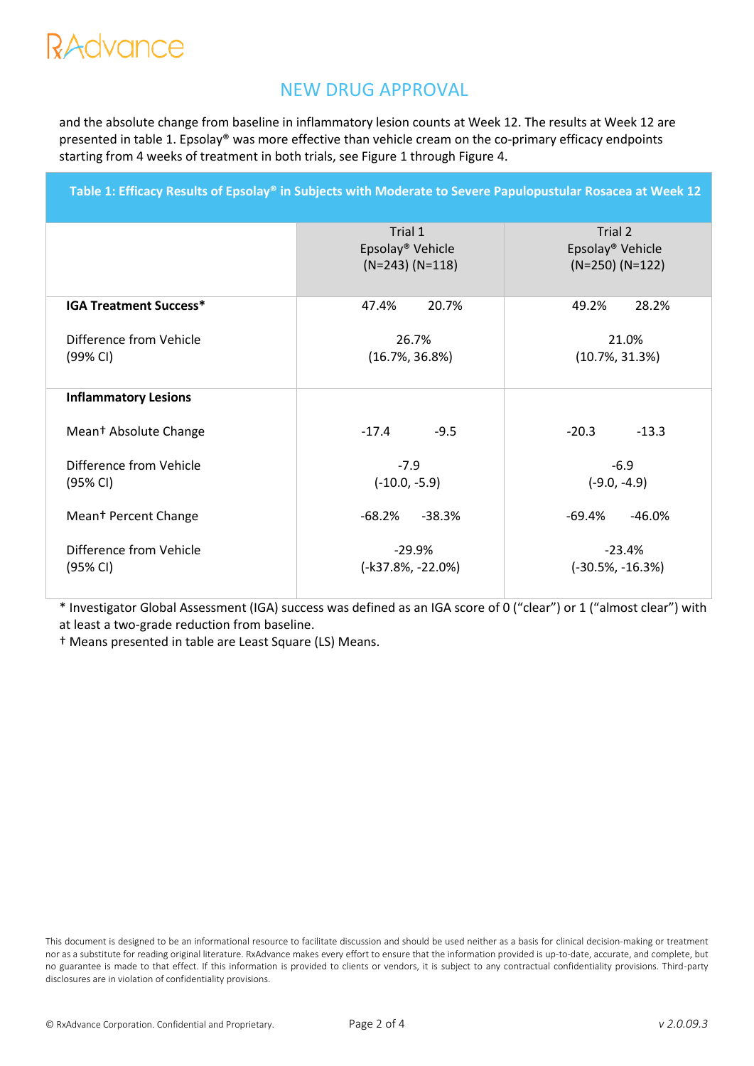and the absolute change from baseline in inflammatory lesion counts at Week 12. The results at Week 12 are presented in table 1. Epsolay® was more effective than vehicle cream on the co-primary efficacy endpoints starting from 4 weeks of treatment in both trials, see Figure 1 through Figure 4.

**Table 1: Efficacy Results of Epsolay® in Subjects with Moderate to Severe Papulopustular Rosacea at Week 12**

| | Trial 1 | | Trial 2 | |
|---|---|---|---|---|
| | Epsolay® (N=243) | Vehicle (N=118) | Epsolay® (N=250) | Vehicle (N=122) |
| **IGA Treatment Success*** | 47.4% | 20.7% | 49.2% | 28.2% |
| Difference from Vehicle (99% CI) | 26.7% (16.7%, 36.8%) | | 21.0% (10.7%, 31.3%) | |
| **Inflammatory Lesions** | | | | |
| Mean† Absolute Change | -17.4 | -9.5 | -20.3 | -13.3 |
| Difference from Vehicle (95% CI) | -7.9 (-10.0, -5.9) | | -6.9 (-9.0, -4.9) | |
| Mean† Percent Change | -68.2% | -38.3% | -69.4% | -46.0% |
| Difference from Vehicle (95% CI) | -29.9% (-k37.8%, -22.0%) | | -23.4% (-30.5%, -16.3%) | |

* Investigator Global Assessment (IGA) success was defined as an IGA score of 0 ("clear") or 1 ("almost clear") with at least a two-grade reduction from baseline.

† Means presented in table are Least Square (LS) Means.

This document is designed to be an informational resource to facilitate discussion and should be used neither as a basis for clinical decision-making or treatment nor as a substitute for reading original literature. RxAdvance makes every effort to ensure that the information provided is up-to-date, accurate, and complete, but no guarantee is made to that effect. If this information is provided to clients or vendors, it is subject to any contractual confidentiality provisions. Third-party disclosures are in violation of confidentiality provisions.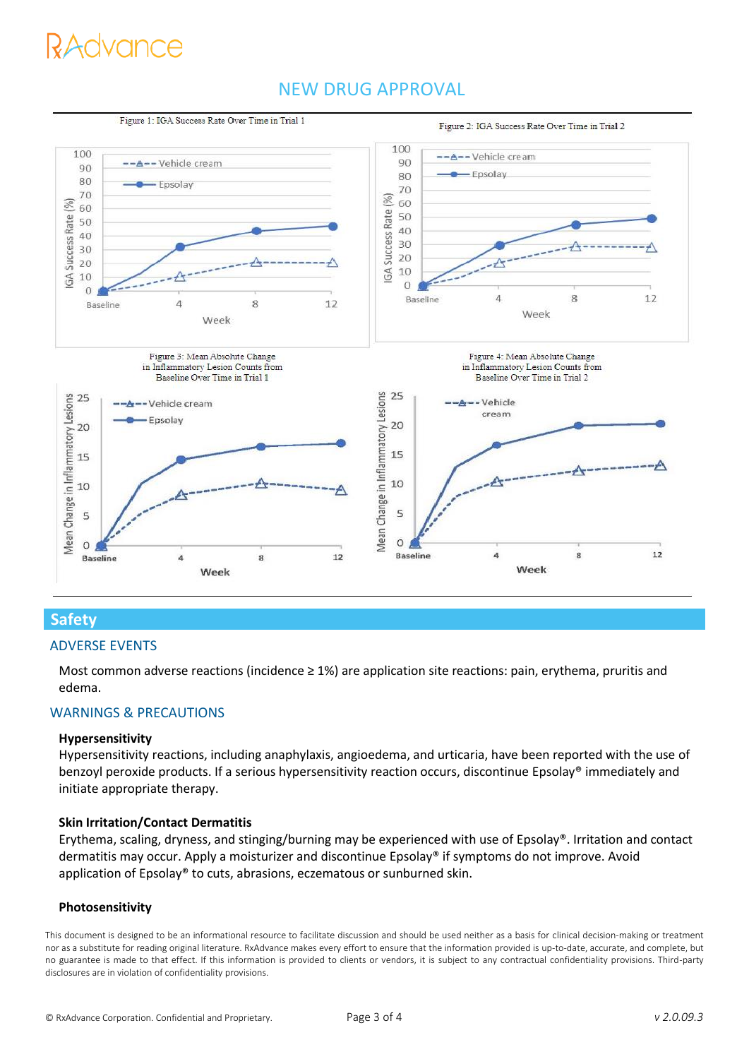# NEW DRUG APPROVAL

Figure 1: IGA Success Rate Over Time in Trial 1

Figure 2: IGA Success Rate Over Time in Trial 2

Figure 3: Mean Absolute Change in Inflammatory Lesion Counts from Baseline Over Time in Trial 1

Figure 4: Mean Absolute Change in Inflammatory Lesion Counts from Baseline Over Time in Trial 2

## Safety

### ADVERSE EVENTS

Most common adverse reactions (incidence ≥ 1%) are application site reactions: pain, erythema, pruritis and edema.

### WARNINGS & PRECAUTIONS

**Hypersensitivity**

Hypersensitivity reactions, including anaphylaxis, angioedema, and urticaria, have been reported with the use of benzoyl peroxide products. If a serious hypersensitivity reaction occurs, discontinue Epsolay® immediately and initiate appropriate therapy.

**Skin Irritation/Contact Dermatitis**

Erythema, scaling, dryness, and stinging/burning may be experienced with use of Epsolay®. Irritation and contact dermatitis may occur. Apply a moisturizer and discontinue Epsolay® if symptoms do not improve. Avoid application of Epsolay® to cuts, abrasions, eczematous or sunburned skin.

**Photosensitivity**

This document is designed to be an informational resource to facilitate discussion and should be used neither as a basis for clinical decision-making or treatment nor as a substitute for reading original literature. RxAdvance makes every effort to ensure that the information provided is up-to-date, accurate, and complete, but no guarantee is made to that effect. If this information is provided to clients or vendors, it is subject to any contractual confidentiality provisions. Third-party disclosures are in violation of confidentiality provisions.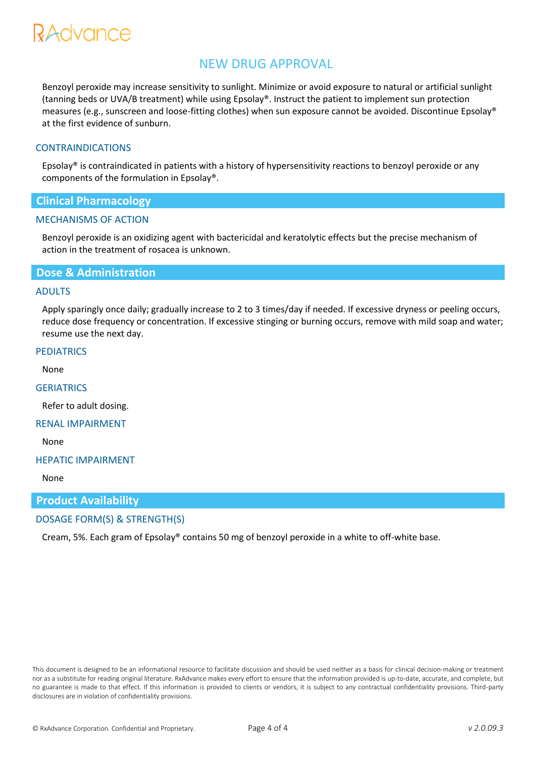Benzoyl peroxide may increase sensitivity to sunlight. Minimize or avoid exposure to natural or artificial sunlight (tanning beds or UVA/B treatment) while using Epsolay®. Instruct the patient to implement sun protection measures (e.g., sunscreen and loose-fitting clothes) when sun exposure cannot be avoided. Discontinue Epsolay® at the first evidence of sunburn.

### CONTRAINDICATIONS

Epsolay® is contraindicated in patients with a history of hypersensitivity reactions to benzoyl peroxide or any components of the formulation in Epsolay®.

## Clinical Pharmacology

### MECHANISMS OF ACTION

Benzoyl peroxide is an oxidizing agent with bactericidal and keratolytic effects but the precise mechanism of action in the treatment of rosacea is unknown.

## Dose & Administration

### ADULTS

Apply sparingly once daily; gradually increase to 2 to 3 times/day if needed. If excessive dryness or peeling occurs, reduce dose frequency or concentration. If excessive stinging or burning occurs, remove with mild soap and water; resume use the next day.

### PEDIATRICS

None

### GERIATRICS

Refer to adult dosing.

### RENAL IMPAIRMENT

None

### HEPATIC IMPAIRMENT

None

## Product Availability

### DOSAGE FORM(S) & STRENGTH(S)

Cream, 5%. Each gram of Epsolay® contains 50 mg of benzoyl peroxide in a white to off-white base.

This document is designed to be an informational resource to facilitate discussion and should be used neither as a basis for clinical decision-making or treatment nor as a substitute for reading original literature. RxAdvance makes every effort to ensure that the information provided is up-to-date, accurate, and complete, but no guarantee is made to that effect. If this information is provided to clients or vendors, it is subject to any contractual confidentiality provisions. Third-party disclosures are in violation of confidentiality provisions.